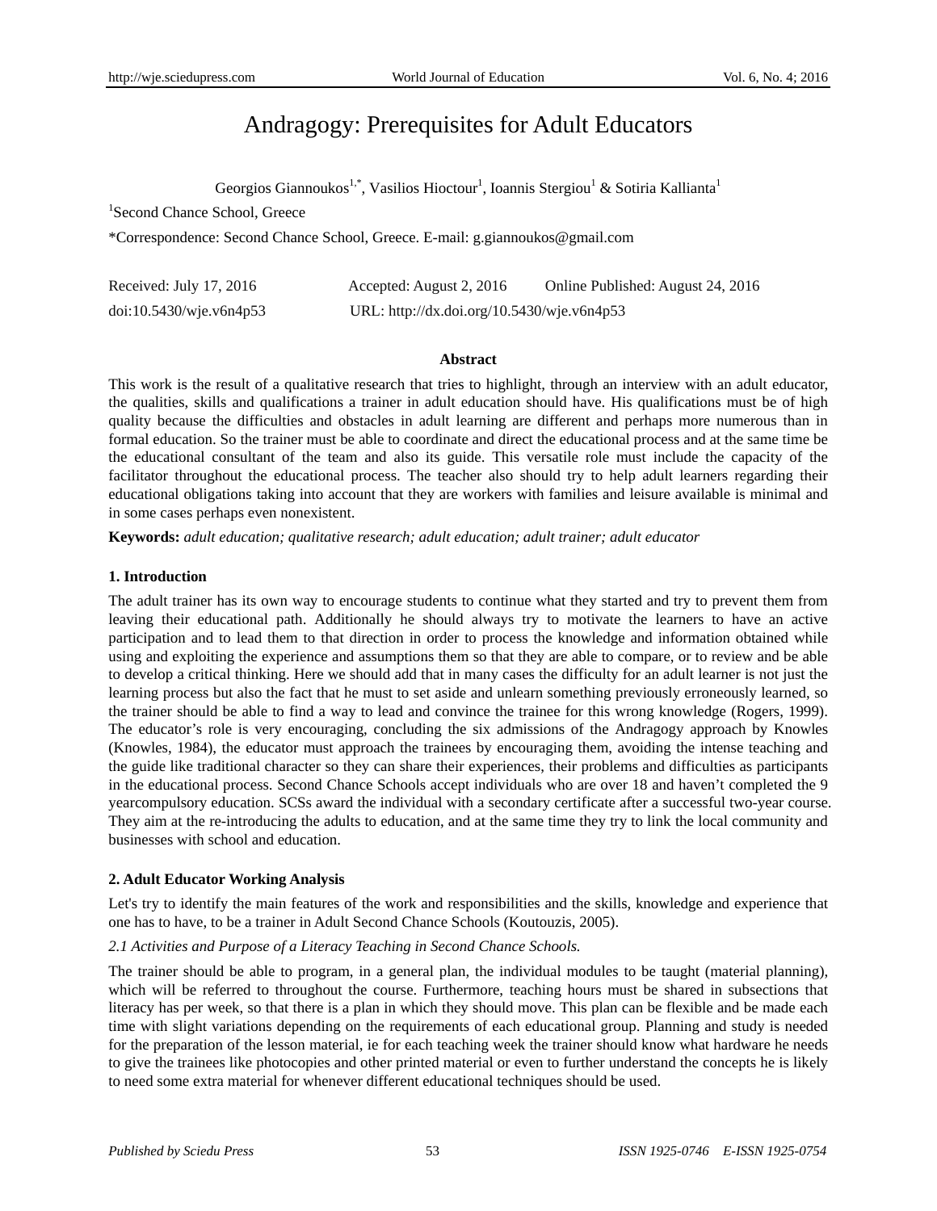# Andragogy: Prerequisites for Adult Educators

Georgios Giannoukos[1,*], Vasilios Hioctour[1], Ioannis Stergiou[1] & Sotiria Kallianta[1]

[1]Second Chance School, Greece

*Correspondence: Second Chance School, Greece. E-mail: g.giannoukos@gmail.com

Received: July 17, 2016  Accepted: August 2, 2016  Online Published: August 24, 2016

doi:10.5430/wje.v6n4p53  URL: http://dx.doi.org/10.5430/wje.v6n4p53

**Abstract**

This work is the result of a qualitative research that tries to highlight, through an interview with an adult educator, the qualities, skills and qualifications a trainer in adult education should have. His qualifications must be of high quality because the difficulties and obstacles in adult learning are different and perhaps more numerous than in formal education. So the trainer must be able to coordinate and direct the educational process and at the same time be the educational consultant of the team and also its guide. This versatile role must include the capacity of the facilitator throughout the educational process. The teacher also should try to help adult learners regarding their educational obligations taking into account that they are workers with families and leisure available is minimal and in some cases perhaps even nonexistent.

**Keywords:** *adult education; qualitative research; adult education; adult trainer; adult educator*

## 1. Introduction

The adult trainer has its own way to encourage students to continue what they started and try to prevent them from leaving their educational path. Additionally he should always try to motivate the learners to have an active participation and to lead them to that direction in order to process the knowledge and information obtained while using and exploiting the experience and assumptions them so that they are able to compare, or to review and be able to develop a critical thinking. Here we should add that in many cases the difficulty for an adult learner is not just the learning process but also the fact that he must to set aside and unlearn something previously erroneously learned, so the trainer should be able to find a way to lead and convince the trainee for this wrong knowledge (Rogers, 1999). The educator's role is very encouraging, concluding the six admissions of the Andragogy approach by Knowles (Knowles, 1984), the educator must approach the trainees by encouraging them, avoiding the intense teaching and the guide like traditional character so they can share their experiences, their problems and difficulties as participants in the educational process. Second Chance Schools accept individuals who are over 18 and haven't completed the 9 yearcompulsory education. SCSs award the individual with a secondary certificate after a successful two-year course. They aim at the re-introducing the adults to education, and at the same time they try to link the local community and businesses with school and education.

## 2. Adult Educator Working Analysis

Let's try to identify the main features of the work and responsibilities and the skills, knowledge and experience that one has to have, to be a trainer in Adult Second Chance Schools (Koutouzis, 2005).

*2.1 Activities and Purpose of a Literacy Teaching in Second Chance Schools.*

The trainer should be able to program, in a general plan, the individual modules to be taught (material planning), which will be referred to throughout the course. Furthermore, teaching hours must be shared in subsections that literacy has per week, so that there is a plan in which they should move. This plan can be flexible and be made each time with slight variations depending on the requirements of each educational group. Planning and study is needed for the preparation of the lesson material, ie for each teaching week the trainer should know what hardware he needs to give the trainees like photocopies and other printed material or even to further understand the concepts he is likely to need some extra material for whenever different educational techniques should be used.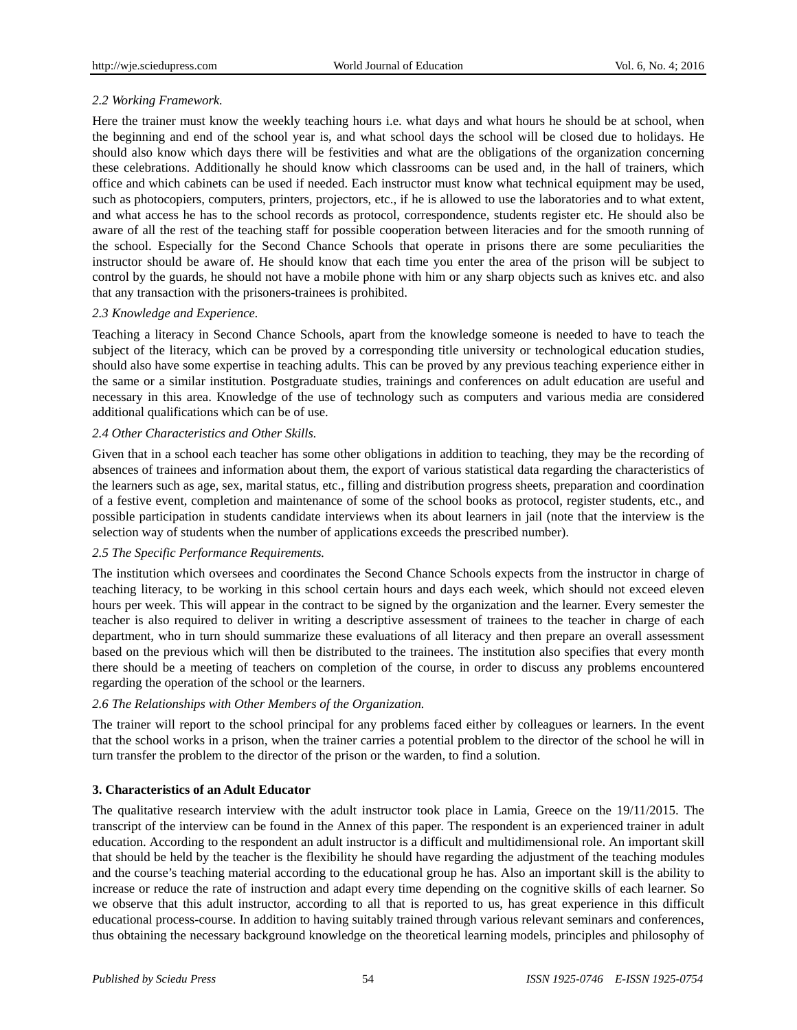*2.2 Working Framework.*

Here the trainer must know the weekly teaching hours i.e. what days and what hours he should be at school, when the beginning and end of the school year is, and what school days the school will be closed due to holidays. He should also know which days there will be festivities and what are the obligations of the organization concerning these celebrations. Additionally he should know which classrooms can be used and, in the hall of trainers, which office and which cabinets can be used if needed. Each instructor must know what technical equipment may be used, such as photocopiers, computers, printers, projectors, etc., if he is allowed to use the laboratories and to what extent, and what access he has to the school records as protocol, correspondence, students register etc. He should also be aware of all the rest of the teaching staff for possible cooperation between literacies and for the smooth running of the school. Especially for the Second Chance Schools that operate in prisons there are some peculiarities the instructor should be aware of. He should know that each time you enter the area of the prison will be subject to control by the guards, he should not have a mobile phone with him or any sharp objects such as knives etc. and also that any transaction with the prisoners-trainees is prohibited.

*2.3 Knowledge and Experience.*

Teaching a literacy in Second Chance Schools, apart from the knowledge someone is needed to have to teach the subject of the literacy, which can be proved by a corresponding title university or technological education studies, should also have some expertise in teaching adults. This can be proved by any previous teaching experience either in the same or a similar institution. Postgraduate studies, trainings and conferences on adult education are useful and necessary in this area. Knowledge of the use of technology such as computers and various media are considered additional qualifications which can be of use.

*2.4 Other Characteristics and Other Skills.*

Given that in a school each teacher has some other obligations in addition to teaching, they may be the recording of absences of trainees and information about them, the export of various statistical data regarding the characteristics of the learners such as age, sex, marital status, etc., filling and distribution progress sheets, preparation and coordination of a festive event, completion and maintenance of some of the school books as protocol, register students, etc., and possible participation in students candidate interviews when its about learners in jail (note that the interview is the selection way of students when the number of applications exceeds the prescribed number).

*2.5 The Specific Performance Requirements.*

The institution which oversees and coordinates the Second Chance Schools expects from the instructor in charge of teaching literacy, to be working in this school certain hours and days each week, which should not exceed eleven hours per week. This will appear in the contract to be signed by the organization and the learner. Every semester the teacher is also required to deliver in writing a descriptive assessment of trainees to the teacher in charge of each department, who in turn should summarize these evaluations of all literacy and then prepare an overall assessment based on the previous which will then be distributed to the trainees. The institution also specifies that every month there should be a meeting of teachers on completion of the course, in order to discuss any problems encountered regarding the operation of the school or the learners.

*2.6 The Relationships with Other Members of the Organization.*

The trainer will report to the school principal for any problems faced either by colleagues or learners. In the event that the school works in a prison, when the trainer carries a potential problem to the director of the school he will in turn transfer the problem to the director of the prison or the warden, to find a solution.

## 3. Characteristics of an Adult Educator

The qualitative research interview with the adult instructor took place in Lamia, Greece on the 19/11/2015. The transcript of the interview can be found in the Annex of this paper. The respondent is an experienced trainer in adult education. According to the respondent an adult instructor is a difficult and multidimensional role. An important skill that should be held by the teacher is the flexibility he should have regarding the adjustment of the teaching modules and the course's teaching material according to the educational group he has. Also an important skill is the ability to increase or reduce the rate of instruction and adapt every time depending on the cognitive skills of each learner. So we observe that this adult instructor, according to all that is reported to us, has great experience in this difficult educational process-course. In addition to having suitably trained through various relevant seminars and conferences, thus obtaining the necessary background knowledge on the theoretical learning models, principles and philosophy of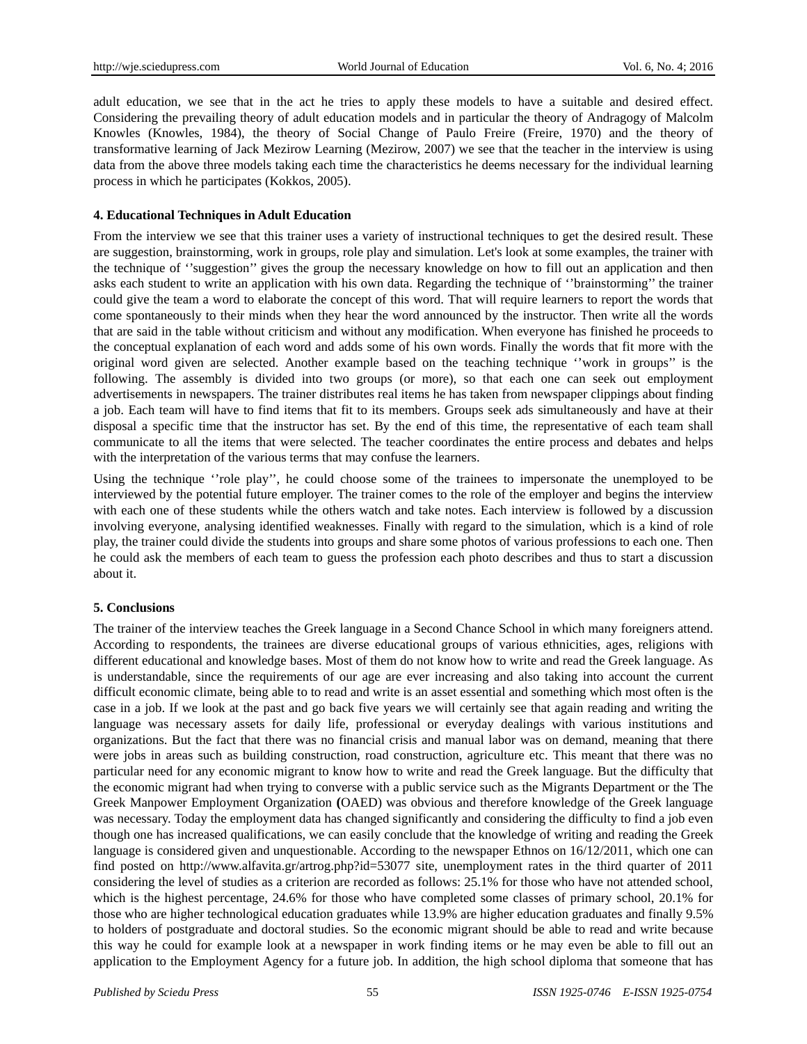adult education, we see that in the act he tries to apply these models to have a suitable and desired effect. Considering the prevailing theory of adult education models and in particular the theory of Andragogy of Malcolm Knowles (Knowles, 1984), the theory of Social Change of Paulo Freire (Freire, 1970) and the theory of transformative learning of Jack Mezirow Learning (Mezirow, 2007) we see that the teacher in the interview is using data from the above three models taking each time the characteristics he deems necessary for the individual learning process in which he participates (Kokkos, 2005).

## 4. Educational Techniques in Adult Education

From the interview we see that this trainer uses a variety of instructional techniques to get the desired result. These are suggestion, brainstorming, work in groups, role play and simulation. Let's look at some examples, the trainer with the technique of ''suggestion'' gives the group the necessary knowledge on how to fill out an application and then asks each student to write an application with his own data. Regarding the technique of ''brainstorming'' the trainer could give the team a word to elaborate the concept of this word. That will require learners to report the words that come spontaneously to their minds when they hear the word announced by the instructor. Then write all the words that are said in the table without criticism and without any modification. When everyone has finished he proceeds to the conceptual explanation of each word and adds some of his own words. Finally the words that fit more with the original word given are selected. Another example based on the teaching technique ''work in groups'' is the following. The assembly is divided into two groups (or more), so that each one can seek out employment advertisements in newspapers. The trainer distributes real items he has taken from newspaper clippings about finding a job. Each team will have to find items that fit to its members. Groups seek ads simultaneously and have at their disposal a specific time that the instructor has set. By the end of this time, the representative of each team shall communicate to all the items that were selected. The teacher coordinates the entire process and debates and helps with the interpretation of the various terms that may confuse the learners.

Using the technique ''role play'', he could choose some of the trainees to impersonate the unemployed to be interviewed by the potential future employer. The trainer comes to the role of the employer and begins the interview with each one of these students while the others watch and take notes. Each interview is followed by a discussion involving everyone, analysing identified weaknesses. Finally with regard to the simulation, which is a kind of role play, the trainer could divide the students into groups and share some photos of various professions to each one. Then he could ask the members of each team to guess the profession each photo describes and thus to start a discussion about it.

## 5. Conclusions

The trainer of the interview teaches the Greek language in a Second Chance School in which many foreigners attend. According to respondents, the trainees are diverse educational groups of various ethnicities, ages, religions with different educational and knowledge bases. Most of them do not know how to write and read the Greek language. As is understandable, since the requirements of our age are ever increasing and also taking into account the current difficult economic climate, being able to to read and write is an asset essential and something which most often is the case in a job. If we look at the past and go back five years we will certainly see that again reading and writing the language was necessary assets for daily life, professional or everyday dealings with various institutions and organizations. But the fact that there was no financial crisis and manual labor was on demand, meaning that there were jobs in areas such as building construction, road construction, agriculture etc. This meant that there was no particular need for any economic migrant to know how to write and read the Greek language. But the difficulty that the economic migrant had when trying to converse with a public service such as the Migrants Department or the The Greek Manpower Employment Organization **(**OAED) was obvious and therefore knowledge of the Greek language was necessary. Today the employment data has changed significantly and considering the difficulty to find a job even though one has increased qualifications, we can easily conclude that the knowledge of writing and reading the Greek language is considered given and unquestionable. According to the newspaper Ethnos on 16/12/2011, which one can find posted on http://www.alfavita.gr/artrog.php?id=53077 site, unemployment rates in the third quarter of 2011 considering the level of studies as a criterion are recorded as follows: 25.1% for those who have not attended school, which is the highest percentage, 24.6% for those who have completed some classes of primary school, 20.1% for those who are higher technological education graduates while 13.9% are higher education graduates and finally 9.5% to holders of postgraduate and doctoral studies. So the economic migrant should be able to read and write because this way he could for example look at a newspaper in work finding items or he may even be able to fill out an application to the Employment Agency for a future job. In addition, the high school diploma that someone that has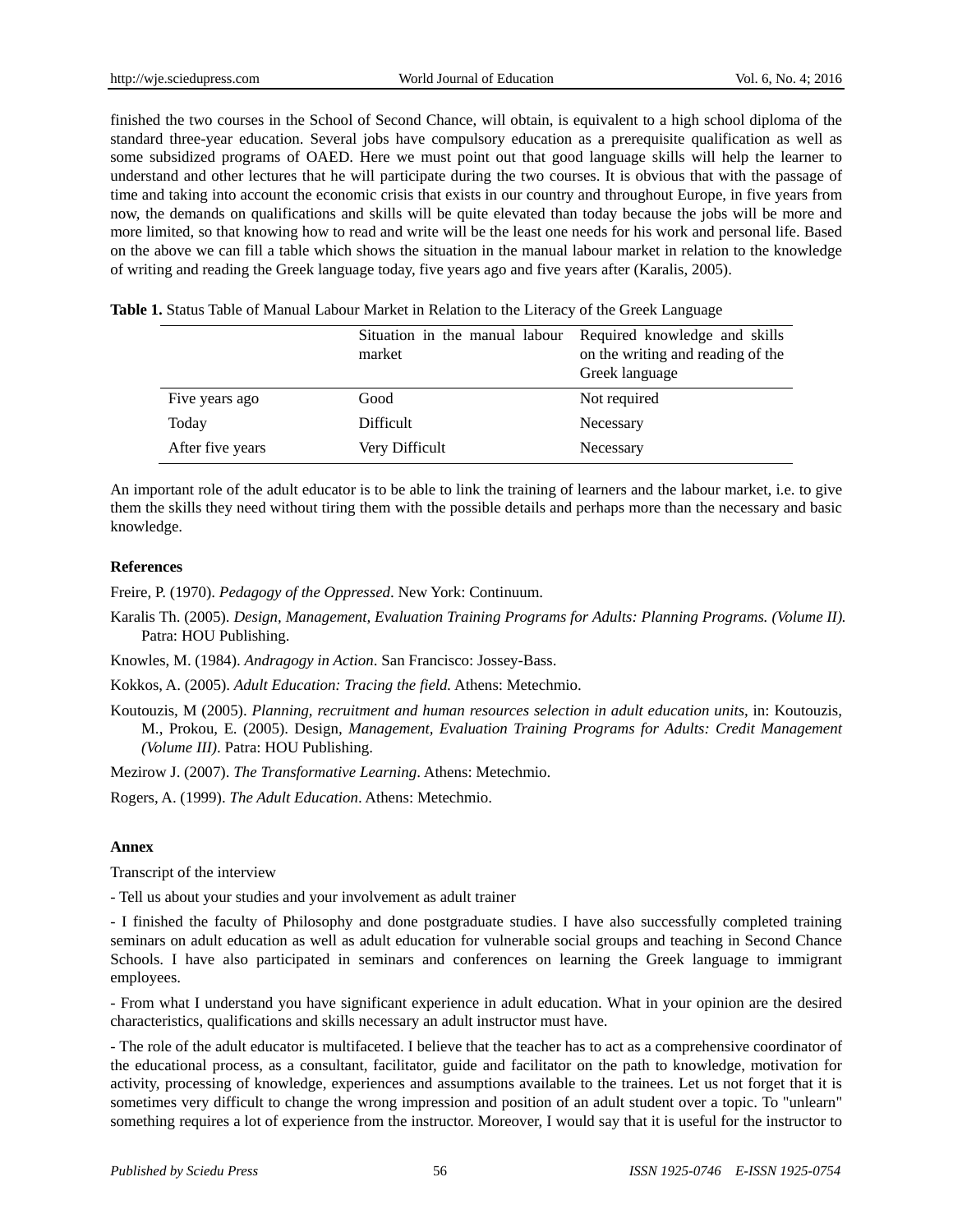finished the two courses in the School of Second Chance, will obtain, is equivalent to a high school diploma of the standard three-year education. Several jobs have compulsory education as a prerequisite qualification as well as some subsidized programs of OAED. Here we must point out that good language skills will help the learner to understand and other lectures that he will participate during the two courses. It is obvious that with the passage of time and taking into account the economic crisis that exists in our country and throughout Europe, in five years from now, the demands on qualifications and skills will be quite elevated than today because the jobs will be more and more limited, so that knowing how to read and write will be the least one needs for his work and personal life. Based on the above we can fill a table which shows the situation in the manual labour market in relation to the knowledge of writing and reading the Greek language today, five years ago and five years after (Karalis, 2005).

**Table 1.** Status Table of Manual Labour Market in Relation to the Literacy of the Greek Language

| | Situation in the manual labour market | Required knowledge and skills on the writing and reading of the Greek language |
|---|---|---|
| Five years ago | Good | Not required |
| Today | Difficult | Necessary |
| After five years | Very Difficult | Necessary |

An important role of the adult educator is to be able to link the training of learners and the labour market, i.e. to give them the skills they need without tiring them with the possible details and perhaps more than the necessary and basic knowledge.

## References

Freire, P. (1970). *Pedagogy of the Oppressed*. New York: Continuum.

Karalis Th. (2005). *Design, Management, Evaluation Training Programs for Adults: Planning Programs. (Volume II).* Patra: HOU Publishing.

Knowles, M. (1984). *Andragogy in Action*. San Francisco: Jossey-Bass.

Kokkos, A. (2005). *Adult Education: Tracing the field.* Athens: Metechmio.

Koutouzis, M (2005). *Planning, recruitment and human resources selection in adult education units*, in: Koutouzis, M., Prokou, E. (2005). Design, *Management, Evaluation Training Programs for Adults: Credit Management (Volume III)*. Patra: HOU Publishing.

Mezirow J. (2007). *The Transformative Learning*. Athens: Metechmio.

Rogers, A. (1999). *The Adult Education*. Athens: Metechmio.

## Annex

Transcript of the interview

- Tell us about your studies and your involvement as adult trainer

- I finished the faculty of Philosophy and done postgraduate studies. I have also successfully completed training seminars on adult education as well as adult education for vulnerable social groups and teaching in Second Chance Schools. I have also participated in seminars and conferences on learning the Greek language to immigrant employees.

- From what I understand you have significant experience in adult education. What in your opinion are the desired characteristics, qualifications and skills necessary an adult instructor must have.

- The role of the adult educator is multifaceted. I believe that the teacher has to act as a comprehensive coordinator of the educational process, as a consultant, facilitator, guide and facilitator on the path to knowledge, motivation for activity, processing of knowledge, experiences and assumptions available to the trainees. Let us not forget that it is sometimes very difficult to change the wrong impression and position of an adult student over a topic. To "unlearn" something requires a lot of experience from the instructor. Moreover, I would say that it is useful for the instructor to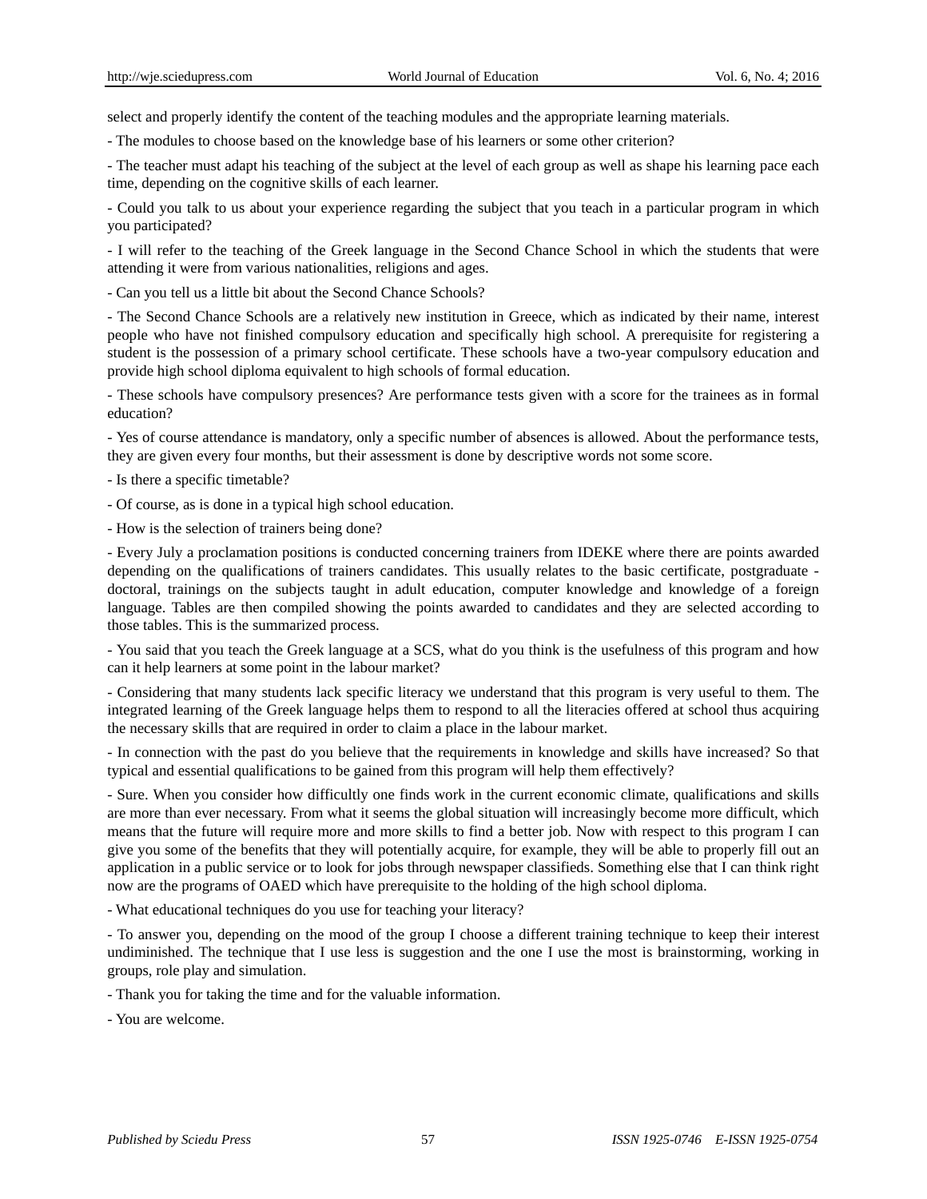select and properly identify the content of the teaching modules and the appropriate learning materials.

- The modules to choose based on the knowledge base of his learners or some other criterion?

- The teacher must adapt his teaching of the subject at the level of each group as well as shape his learning pace each time, depending on the cognitive skills of each learner.

- Could you talk to us about your experience regarding the subject that you teach in a particular program in which you participated?

- I will refer to the teaching of the Greek language in the Second Chance School in which the students that were attending it were from various nationalities, religions and ages.

- Can you tell us a little bit about the Second Chance Schools?

- The Second Chance Schools are a relatively new institution in Greece, which as indicated by their name, interest people who have not finished compulsory education and specifically high school. A prerequisite for registering a student is the possession of a primary school certificate. These schools have a two-year compulsory education and provide high school diploma equivalent to high schools of formal education.

- These schools have compulsory presences? Are performance tests given with a score for the trainees as in formal education?

- Yes of course attendance is mandatory, only a specific number of absences is allowed. About the performance tests, they are given every four months, but their assessment is done by descriptive words not some score.

- Is there a specific timetable?

- Of course, as is done in a typical high school education.

- How is the selection of trainers being done?

- Every July a proclamation positions is conducted concerning trainers from IDEKE where there are points awarded depending on the qualifications of trainers candidates. This usually relates to the basic certificate, postgraduate - doctoral, trainings on the subjects taught in adult education, computer knowledge and knowledge of a foreign language. Tables are then compiled showing the points awarded to candidates and they are selected according to those tables. This is the summarized process.

- You said that you teach the Greek language at a SCS, what do you think is the usefulness of this program and how can it help learners at some point in the labour market?

- Considering that many students lack specific literacy we understand that this program is very useful to them. The integrated learning of the Greek language helps them to respond to all the literacies offered at school thus acquiring the necessary skills that are required in order to claim a place in the labour market.

- In connection with the past do you believe that the requirements in knowledge and skills have increased? So that typical and essential qualifications to be gained from this program will help them effectively?

- Sure. When you consider how difficultly one finds work in the current economic climate, qualifications and skills are more than ever necessary. From what it seems the global situation will increasingly become more difficult, which means that the future will require more and more skills to find a better job. Now with respect to this program I can give you some of the benefits that they will potentially acquire, for example, they will be able to properly fill out an application in a public service or to look for jobs through newspaper classifieds. Something else that I can think right now are the programs of OAED which have prerequisite to the holding of the high school diploma.

- What educational techniques do you use for teaching your literacy?

- To answer you, depending on the mood of the group I choose a different training technique to keep their interest undiminished. The technique that I use less is suggestion and the one I use the most is brainstorming, working in groups, role play and simulation.

- Thank you for taking the time and for the valuable information.

- You are welcome.